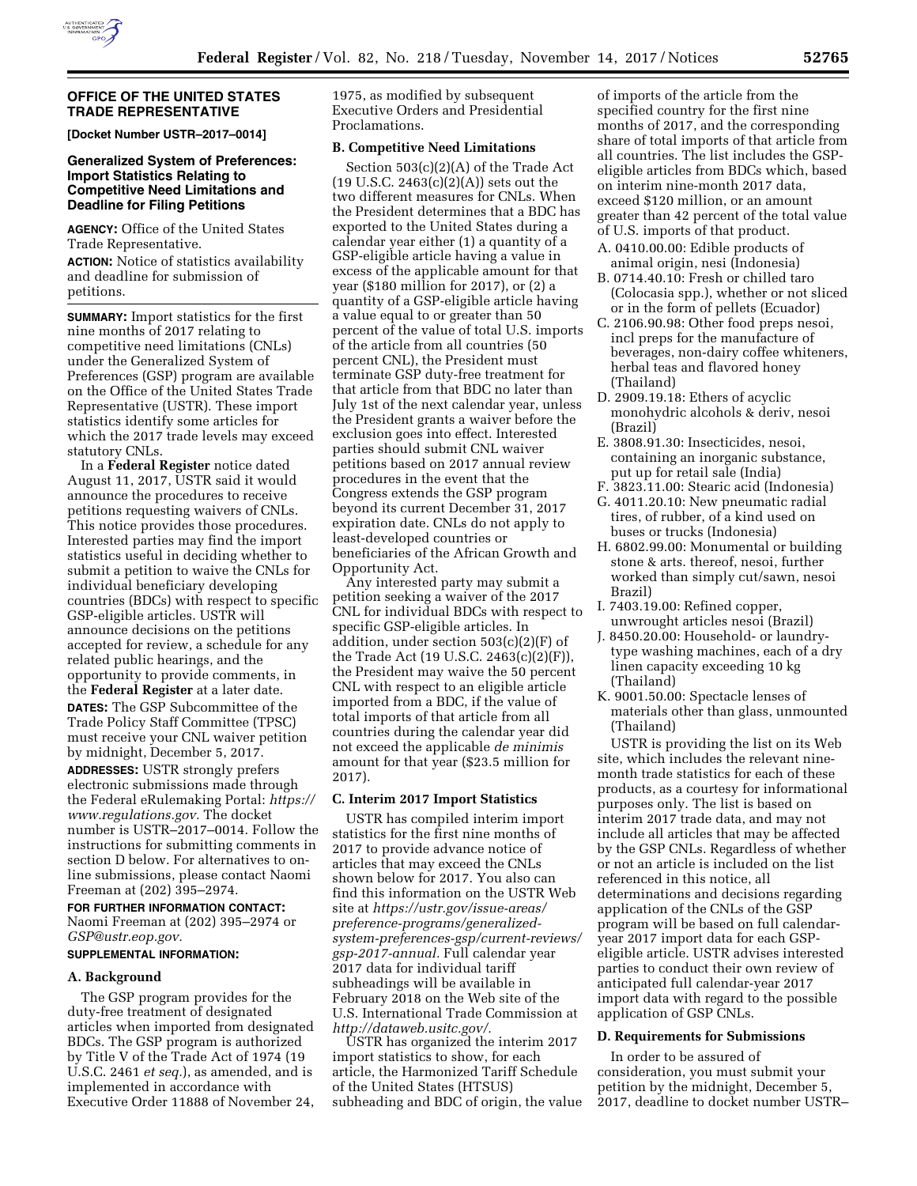## OFFICE OF THE UNITED STATES TRADE REPRESENTATIVE

**[Docket Number USTR–2017–0014]**

### Generalized System of Preferences: Import Statistics Relating to Competitive Need Limitations and Deadline for Filing Petitions

**AGENCY:** Office of the United States Trade Representative.

**ACTION:** Notice of statistics availability and deadline for submission of petitions.

**SUMMARY:** Import statistics for the first nine months of 2017 relating to competitive need limitations (CNLs) under the Generalized System of Preferences (GSP) program are available on the Office of the United States Trade Representative (USTR). These import statistics identify some articles for which the 2017 trade levels may exceed statutory CNLs.

In a **Federal Register** notice dated August 11, 2017, USTR said it would announce the procedures to receive petitions requesting waivers of CNLs. This notice provides those procedures. Interested parties may find the import statistics useful in deciding whether to submit a petition to waive the CNLs for individual beneficiary developing countries (BDCs) with respect to specific GSP-eligible articles. USTR will announce decisions on the petitions accepted for review, a schedule for any related public hearings, and the opportunity to provide comments, in the **Federal Register** at a later date.

**DATES:** The GSP Subcommittee of the Trade Policy Staff Committee (TPSC) must receive your CNL waiver petition by midnight, December 5, 2017.

**ADDRESSES:** USTR strongly prefers electronic submissions made through the Federal eRulemaking Portal: *https://www.regulations.gov.* The docket number is USTR–2017–0014. Follow the instructions for submitting comments in section D below. For alternatives to on-line submissions, please contact Naomi Freeman at (202) 395–2974.

**FOR FURTHER INFORMATION CONTACT:** Naomi Freeman at (202) 395–2974 or *GSP@ustr.eop.gov.*

**SUPPLEMENTAL INFORMATION:**

#### A. Background

The GSP program provides for the duty-free treatment of designated articles when imported from designated BDCs. The GSP program is authorized by Title V of the Trade Act of 1974 (19 U.S.C. 2461 *et seq.*), as amended, and is implemented in accordance with Executive Order 11888 of November 24, 1975, as modified by subsequent Executive Orders and Presidential Proclamations.

#### B. Competitive Need Limitations

Section 503(c)(2)(A) of the Trade Act (19 U.S.C. 2463(c)(2)(A)) sets out the two different measures for CNLs. When the President determines that a BDC has exported to the United States during a calendar year either (1) a quantity of a GSP-eligible article having a value in excess of the applicable amount for that year ($180 million for 2017), or (2) a quantity of a GSP-eligible article having a value equal to or greater than 50 percent of the value of total U.S. imports of the article from all countries (50 percent CNL), the President must terminate GSP duty-free treatment for that article from that BDC no later than July 1st of the next calendar year, unless the President grants a waiver before the exclusion goes into effect. Interested parties should submit CNL waiver petitions based on 2017 annual review procedures in the event that the Congress extends the GSP program beyond its current December 31, 2017 expiration date. CNLs do not apply to least-developed countries or beneficiaries of the African Growth and Opportunity Act.

Any interested party may submit a petition seeking a waiver of the 2017 CNL for individual BDCs with respect to specific GSP-eligible articles. In addition, under section 503(c)(2)(F) of the Trade Act (19 U.S.C. 2463(c)(2)(F)), the President may waive the 50 percent CNL with respect to an eligible article imported from a BDC, if the value of total imports of that article from all countries during the calendar year did not exceed the applicable *de minimis* amount for that year ($23.5 million for 2017).

#### C. Interim 2017 Import Statistics

USTR has compiled interim import statistics for the first nine months of 2017 to provide advance notice of articles that may exceed the CNLs shown below for 2017. You also can find this information on the USTR Web site at *https://ustr.gov/issue-areas/preference-programs/generalized-system-preferences-gsp/current-reviews/gsp-2017-annual.* Full calendar year 2017 data for individual tariff subheadings will be available in February 2018 on the Web site of the U.S. International Trade Commission at *http://dataweb.usitc.gov/.*

USTR has organized the interim 2017 import statistics to show, for each article, the Harmonized Tariff Schedule of the United States (HTSUS) subheading and BDC of origin, the value of imports of the article from the specified country for the first nine months of 2017, and the corresponding share of total imports of that article from all countries. The list includes the GSP-eligible articles from BDCs which, based on interim nine-month 2017 data, exceed $120 million, or an amount greater than 42 percent of the total value of U.S. imports of that product.

A. 0410.00.00: Edible products of animal origin, nesi (Indonesia)
B. 0714.40.10: Fresh or chilled taro (Colocasia spp.), whether or not sliced or in the form of pellets (Ecuador)
C. 2106.90.98: Other food preps nesoi, incl preps for the manufacture of beverages, non-dairy coffee whiteners, herbal teas and flavored honey (Thailand)
D. 2909.19.18: Ethers of acyclic monohydric alcohols & deriv, nesoi (Brazil)
E. 3808.91.30: Insecticides, nesoi, containing an inorganic substance, put up for retail sale (India)
F. 3823.11.00: Stearic acid (Indonesia)
G. 4011.20.10: New pneumatic radial tires, of rubber, of a kind used on buses or trucks (Indonesia)
H. 6802.99.00: Monumental or building stone & arts. thereof, nesoi, further worked than simply cut/sawn, nesoi Brazil)
I. 7403.19.00: Refined copper, unwrought articles nesoi (Brazil)
J. 8450.20.00: Household- or laundry-type washing machines, each of a dry linen capacity exceeding 10 kg (Thailand)
K. 9001.50.00: Spectacle lenses of materials other than glass, unmounted (Thailand)

USTR is providing the list on its Web site, which includes the relevant nine-month trade statistics for each of these products, as a courtesy for informational purposes only. The list is based on interim 2017 trade data, and may not include all articles that may be affected by the GSP CNLs. Regardless of whether or not an article is included on the list referenced in this notice, all determinations and decisions regarding application of the CNLs of the GSP program will be based on full calendar-year 2017 import data for each GSP-eligible article. USTR advises interested parties to conduct their own review of anticipated full calendar-year 2017 import data with regard to the possible application of GSP CNLs.

#### D. Requirements for Submissions

In order to be assured of consideration, you must submit your petition by the midnight, December 5, 2017, deadline to docket number USTR–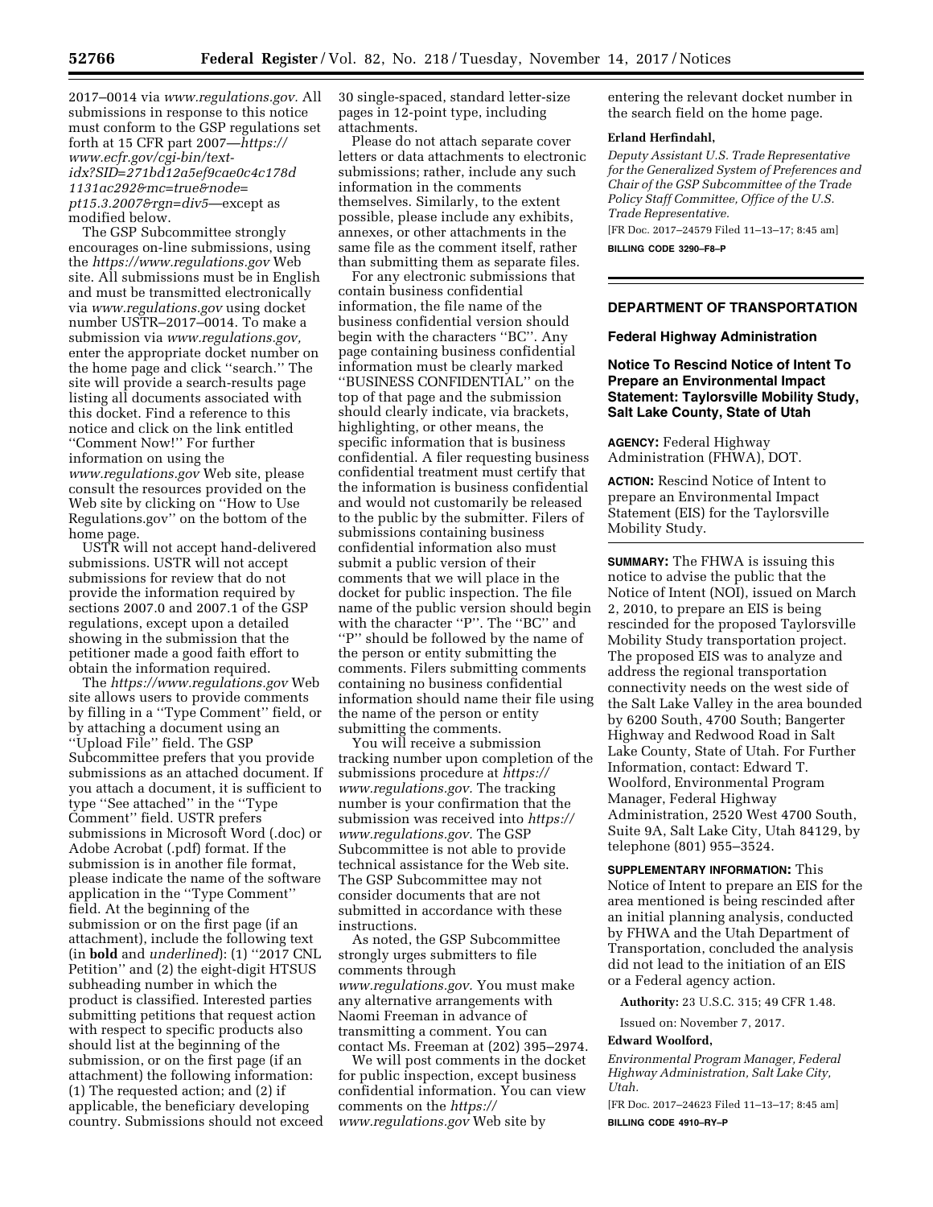2017–0014 via *www.regulations.gov.* All submissions in response to this notice must conform to the GSP regulations set forth at 15 CFR part 2007—*https://www.ecfr.gov/cgi-bin/text-idx?SID=271bd12a5ef9cae0c4c178d1131ac292&mc=true&node=pt15.3.2007&rgn=div5*—except as modified below.

The GSP Subcommittee strongly encourages on-line submissions, using the *https://www.regulations.gov* Web site. All submissions must be in English and must be transmitted electronically via *www.regulations.gov* using docket number USTR–2017–0014. To make a submission via *www.regulations.gov,* enter the appropriate docket number on the home page and click ''search.'' The site will provide a search-results page listing all documents associated with this docket. Find a reference to this notice and click on the link entitled ''Comment Now!'' For further information on using the *www.regulations.gov* Web site, please consult the resources provided on the Web site by clicking on ''How to Use Regulations.gov'' on the bottom of the home page.

USTR will not accept hand-delivered submissions. USTR will not accept submissions for review that do not provide the information required by sections 2007.0 and 2007.1 of the GSP regulations, except upon a detailed showing in the submission that the petitioner made a good faith effort to obtain the information required.

The *https://www.regulations.gov* Web site allows users to provide comments by filling in a ''Type Comment'' field, or by attaching a document using an ''Upload File'' field. The GSP Subcommittee prefers that you provide submissions as an attached document. If you attach a document, it is sufficient to type ''See attached'' in the ''Type Comment'' field. USTR prefers submissions in Microsoft Word (.doc) or Adobe Acrobat (.pdf) format. If the submission is in another file format, please indicate the name of the software application in the ''Type Comment'' field. At the beginning of the submission or on the first page (if an attachment), include the following text (in **bold** and *underlined*): (1) ''2017 CNL Petition'' and (2) the eight-digit HTSUS subheading number in which the product is classified. Interested parties submitting petitions that request action with respect to specific products also should list at the beginning of the submission, or on the first page (if an attachment) the following information: (1) The requested action; and (2) if applicable, the beneficiary developing country. Submissions should not exceed 30 single-spaced, standard letter-size pages in 12-point type, including attachments.

Please do not attach separate cover letters or data attachments to electronic submissions; rather, include any such information in the comments themselves. Similarly, to the extent possible, please include any exhibits, annexes, or other attachments in the same file as the comment itself, rather than submitting them as separate files.

For any electronic submissions that contain business confidential information, the file name of the business confidential version should begin with the characters ''BC''. Any page containing business confidential information must be clearly marked ''BUSINESS CONFIDENTIAL'' on the top of that page and the submission should clearly indicate, via brackets, highlighting, or other means, the specific information that is business confidential. A filer requesting business confidential treatment must certify that the information is business confidential and would not customarily be released to the public by the submitter. Filers of submissions containing business confidential information also must submit a public version of their comments that we will place in the docket for public inspection. The file name of the public version should begin with the character ''P''. The ''BC'' and ''P'' should be followed by the name of the person or entity submitting the comments. Filers submitting comments containing no business confidential information should name their file using the name of the person or entity submitting the comments.

You will receive a submission tracking number upon completion of the submissions procedure at *https://www.regulations.gov.* The tracking number is your confirmation that the submission was received into *https://www.regulations.gov.* The GSP Subcommittee is not able to provide technical assistance for the Web site. The GSP Subcommittee may not consider documents that are not submitted in accordance with these instructions.

As noted, the GSP Subcommittee strongly urges submitters to file comments through *www.regulations.gov.* You must make any alternative arrangements with Naomi Freeman in advance of transmitting a comment. You can contact Ms. Freeman at (202) 395–2974.

We will post comments in the docket for public inspection, except business confidential information. You can view comments on the *https://www.regulations.gov* Web site by entering the relevant docket number in the search field on the home page.

**Erland Herfindahl,**

*Deputy Assistant U.S. Trade Representative for the Generalized System of Preferences and Chair of the GSP Subcommittee of the Trade Policy Staff Committee, Office of the U.S. Trade Representative.*

[FR Doc. 2017–24579 Filed 11–13–17; 8:45 am]

**BILLING CODE 3290–F8–P**

## DEPARTMENT OF TRANSPORTATION

### Federal Highway Administration

### Notice To Rescind Notice of Intent To Prepare an Environmental Impact Statement: Taylorsville Mobility Study, Salt Lake County, State of Utah

**AGENCY:** Federal Highway Administration (FHWA), DOT.

**ACTION:** Rescind Notice of Intent to prepare an Environmental Impact Statement (EIS) for the Taylorsville Mobility Study.

**SUMMARY:** The FHWA is issuing this notice to advise the public that the Notice of Intent (NOI), issued on March 2, 2010, to prepare an EIS is being rescinded for the proposed Taylorsville Mobility Study transportation project. The proposed EIS was to analyze and address the regional transportation connectivity needs on the west side of the Salt Lake Valley in the area bounded by 6200 South, 4700 South; Bangerter Highway and Redwood Road in Salt Lake County, State of Utah. For Further Information, contact: Edward T. Woolford, Environmental Program Manager, Federal Highway Administration, 2520 West 4700 South, Suite 9A, Salt Lake City, Utah 84129, by telephone (801) 955–3524.

**SUPPLEMENTARY INFORMATION:** This Notice of Intent to prepare an EIS for the area mentioned is being rescinded after an initial planning analysis, conducted by FHWA and the Utah Department of Transportation, concluded the analysis did not lead to the initiation of an EIS or a Federal agency action.

**Authority:** 23 U.S.C. 315; 49 CFR 1.48.

Issued on: November 7, 2017.

**Edward Woolford,**

*Environmental Program Manager, Federal Highway Administration, Salt Lake City, Utah.*

[FR Doc. 2017–24623 Filed 11–13–17; 8:45 am]

**BILLING CODE 4910–RY–P**